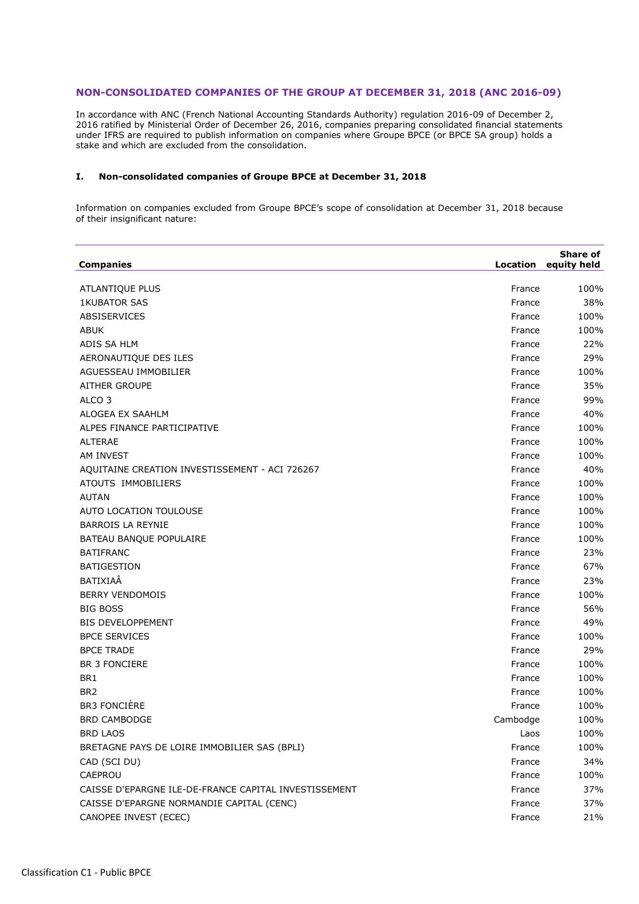## NON-CONSOLIDATED COMPANIES OF THE GROUP AT DECEMBER 31, 2018 (ANC 2016-09)

In accordance with ANC (French National Accounting Standards Authority) regulation 2016-09 of December 2, 2016 ratified by Ministerial Order of December 26, 2016, companies preparing consolidated financial statements under IFRS are required to publish information on companies where Groupe BPCE (or BPCE SA group) holds a stake and which are excluded from the consolidation.

### I. Non-consolidated companies of Groupe BPCE at December 31, 2018

Information on companies excluded from Groupe BPCE's scope of consolidation at December 31, 2018 because of their insignificant nature:

| Companies | Location | Share of equity held |
|---|---|---|
| ATLANTIQUE PLUS | France | 100% |
| 1KUBATOR SAS | France | 38% |
| ABSISERVICES | France | 100% |
| ABUK | France | 100% |
| ADIS SA HLM | France | 22% |
| AERONAUTIQUE DES ILES | France | 29% |
| AGUESSEAU IMMOBILIER | France | 100% |
| AITHER GROUPE | France | 35% |
| ALCO 3 | France | 99% |
| ALOGEA EX SAAHLM | France | 40% |
| ALPES FINANCE PARTICIPATIVE | France | 100% |
| ALTERAE | France | 100% |
| AM INVEST | France | 100% |
| AQUITAINE CREATION INVESTISSEMENT - ACI 726267 | France | 40% |
| ATOUTS IMMOBILIERS | France | 100% |
| AUTAN | France | 100% |
| AUTO LOCATION TOULOUSE | France | 100% |
| BARROIS LA REYNIE | France | 100% |
| BATEAU BANQUE POPULAIRE | France | 100% |
| BATIFRANC | France | 23% |
| BATIGESTION | France | 67% |
| BATIXIAÂ | France | 23% |
| BERRY VENDOMOIS | France | 100% |
| BIG BOSS | France | 56% |
| BIS DEVELOPPEMENT | France | 49% |
| BPCE SERVICES | France | 100% |
| BPCE TRADE | France | 29% |
| BR 3 FONCIERE | France | 100% |
| BR1 | France | 100% |
| BR2 | France | 100% |
| BR3 FONCIÈRE | France | 100% |
| BRD CAMBODGE | Cambodge | 100% |
| BRD LAOS | Laos | 100% |
| BRETAGNE PAYS DE LOIRE IMMOBILIER SAS (BPLI) | France | 100% |
| CAD (SCI DU) | France | 34% |
| CAEPROU | France | 100% |
| CAISSE D'EPARGNE ILE-DE-FRANCE CAPITAL INVESTISSEMENT | France | 37% |
| CAISSE D'EPARGNE NORMANDIE CAPITAL (CENC) | France | 37% |
| CANOPEE INVEST (ECEC) | France | 21% |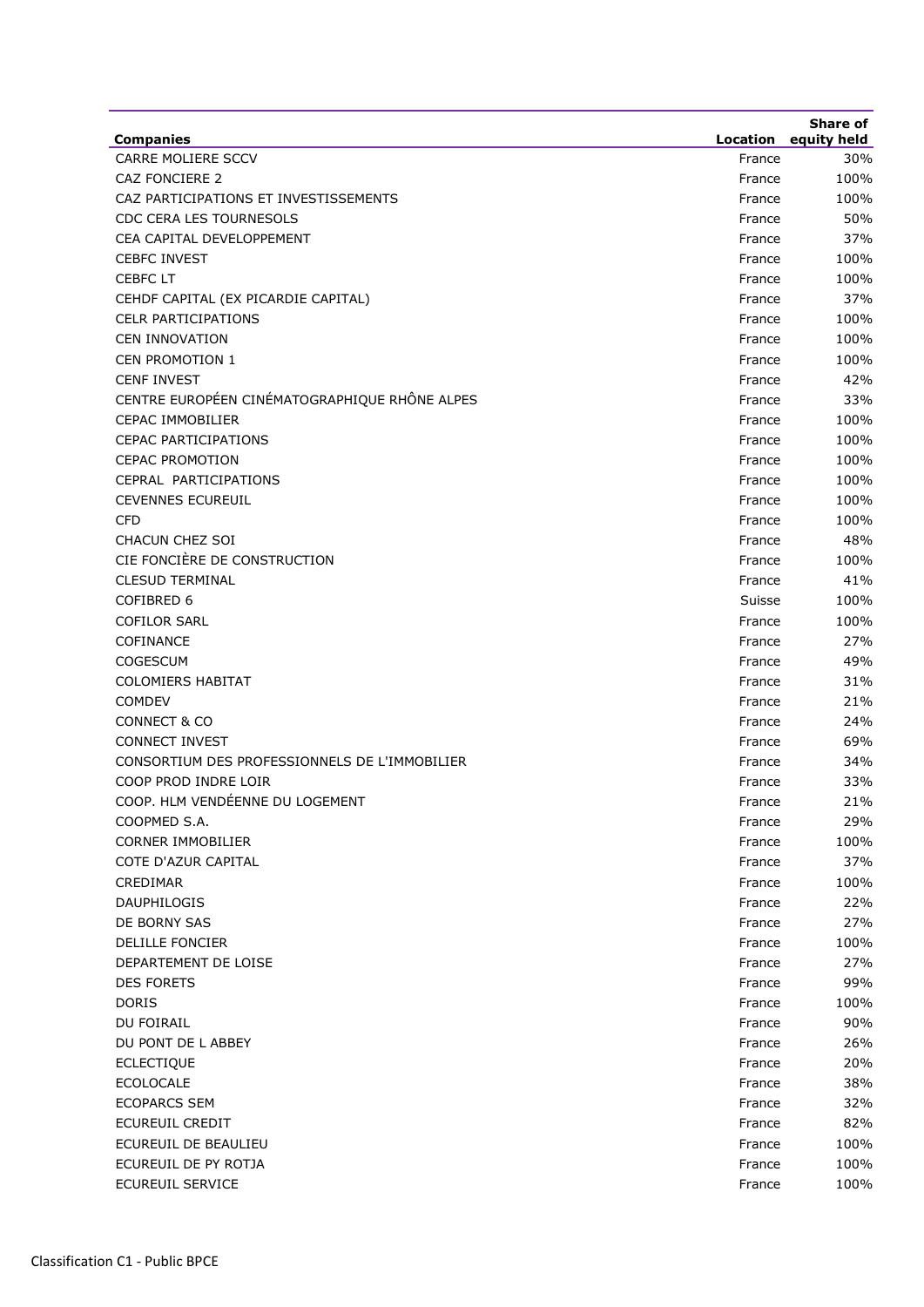| Companies | Location | Share of equity held |
|---|---|---|
| CARRE MOLIERE SCCV | France | 30% |
| CAZ FONCIERE 2 | France | 100% |
| CAZ PARTICIPATIONS ET INVESTISSEMENTS | France | 100% |
| CDC CERA LES TOURNESOLS | France | 50% |
| CEA CAPITAL DEVELOPPEMENT | France | 37% |
| CEBFC INVEST | France | 100% |
| CEBFC LT | France | 100% |
| CEHDF CAPITAL (EX PICARDIE CAPITAL) | France | 37% |
| CELR PARTICIPATIONS | France | 100% |
| CEN INNOVATION | France | 100% |
| CEN PROMOTION 1 | France | 100% |
| CENF INVEST | France | 42% |
| CENTRE EUROPÉEN CINÉMATOGRAPHIQUE RHÔNE ALPES | France | 33% |
| CEPAC IMMOBILIER | France | 100% |
| CEPAC PARTICIPATIONS | France | 100% |
| CEPAC PROMOTION | France | 100% |
| CEPRAL PARTICIPATIONS | France | 100% |
| CEVENNES ECUREUIL | France | 100% |
| CFD | France | 100% |
| CHACUN CHEZ SOI | France | 48% |
| CIE FONCIÈRE DE CONSTRUCTION | France | 100% |
| CLESUD TERMINAL | France | 41% |
| COFIBRED 6 | Suisse | 100% |
| COFILOR SARL | France | 100% |
| COFINANCE | France | 27% |
| COGESCUM | France | 49% |
| COLOMIERS HABITAT | France | 31% |
| COMDEV | France | 21% |
| CONNECT & CO | France | 24% |
| CONNECT INVEST | France | 69% |
| CONSORTIUM DES PROFESSIONNELS DE L'IMMOBILIER | France | 34% |
| COOP PROD INDRE LOIR | France | 33% |
| COOP. HLM VENDÉENNE DU LOGEMENT | France | 21% |
| COOPMED S.A. | France | 29% |
| CORNER IMMOBILIER | France | 100% |
| COTE D'AZUR CAPITAL | France | 37% |
| CREDIMAR | France | 100% |
| DAUPHILOGIS | France | 22% |
| DE BORNY SAS | France | 27% |
| DELILLE FONCIER | France | 100% |
| DEPARTEMENT DE LOISE | France | 27% |
| DES FORETS | France | 99% |
| DORIS | France | 100% |
| DU FOIRAIL | France | 90% |
| DU PONT DE L ABBEY | France | 26% |
| ECLECTIQUE | France | 20% |
| ECOLOCALE | France | 38% |
| ECOPARCS SEM | France | 32% |
| ECUREUIL CREDIT | France | 82% |
| ECUREUIL DE BEAULIEU | France | 100% |
| ECUREUIL DE PY ROTJA | France | 100% |
| ECUREUIL SERVICE | France | 100% |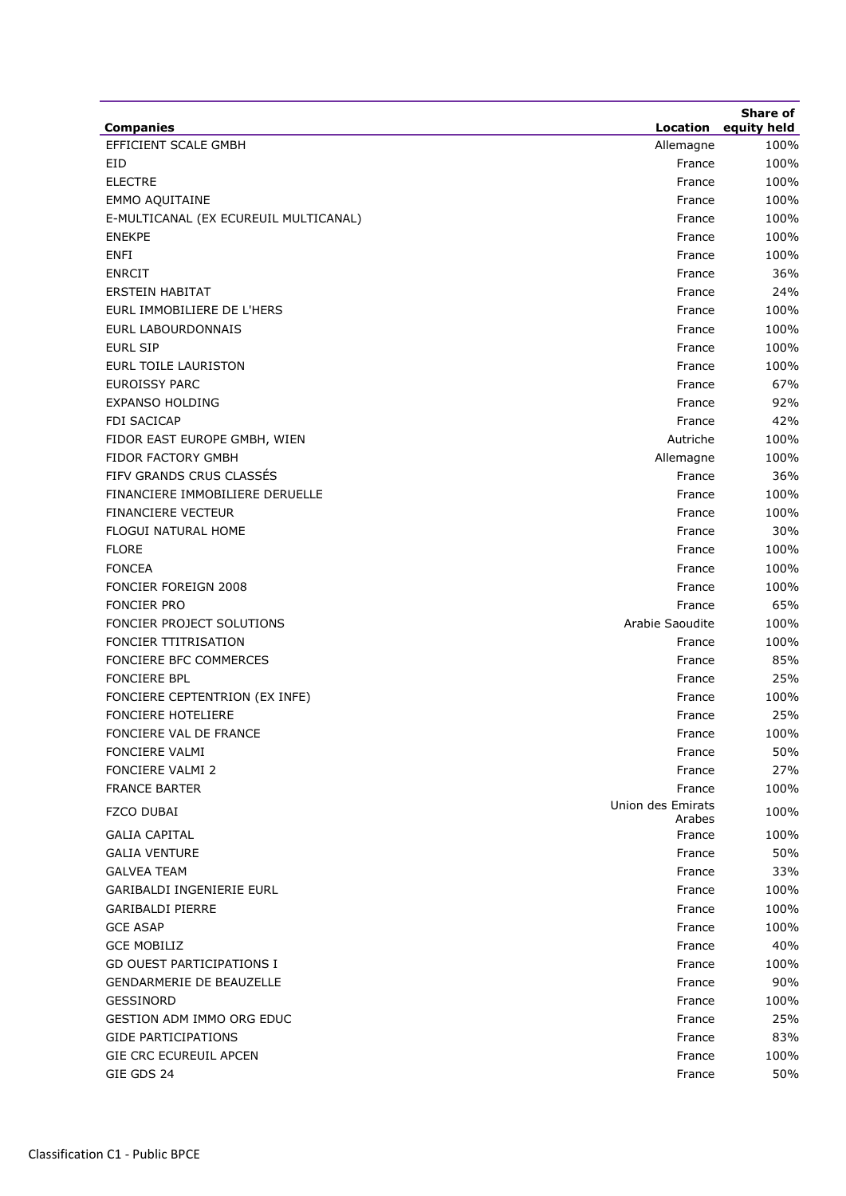| Companies | Location | Share of equity held |
|---|---|---|
| EFFICIENT SCALE GMBH | Allemagne | 100% |
| EID | France | 100% |
| ELECTRE | France | 100% |
| EMMO AQUITAINE | France | 100% |
| E-MULTICANAL (EX ECUREUIL MULTICANAL) | France | 100% |
| ENEKPE | France | 100% |
| ENFI | France | 100% |
| ENRCIT | France | 36% |
| ERSTEIN HABITAT | France | 24% |
| EURL IMMOBILIERE DE L'HERS | France | 100% |
| EURL LABOURDONNAIS | France | 100% |
| EURL SIP | France | 100% |
| EURL TOILE LAURISTON | France | 100% |
| EUROISSY PARC | France | 67% |
| EXPANSO HOLDING | France | 92% |
| FDI SACICAP | France | 42% |
| FIDOR EAST EUROPE GMBH, WIEN | Autriche | 100% |
| FIDOR FACTORY GMBH | Allemagne | 100% |
| FIFV GRANDS CRUS CLASSÉS | France | 36% |
| FINANCIERE IMMOBILIERE DERUELLE | France | 100% |
| FINANCIERE VECTEUR | France | 100% |
| FLOGUI NATURAL HOME | France | 30% |
| FLORE | France | 100% |
| FONCEA | France | 100% |
| FONCIER FOREIGN 2008 | France | 100% |
| FONCIER PRO | France | 65% |
| FONCIER PROJECT SOLUTIONS | Arabie Saoudite | 100% |
| FONCIER TTITRISATION | France | 100% |
| FONCIERE BFC COMMERCES | France | 85% |
| FONCIERE BPL | France | 25% |
| FONCIERE CEPTENTRION (EX INFE) | France | 100% |
| FONCIERE HOTELIERE | France | 25% |
| FONCIERE VAL DE FRANCE | France | 100% |
| FONCIERE VALMI | France | 50% |
| FONCIERE VALMI 2 | France | 27% |
| FRANCE BARTER | France | 100% |
| FZCO DUBAI | Union des Emirats Arabes | 100% |
| GALIA CAPITAL | France | 100% |
| GALIA VENTURE | France | 50% |
| GALVEA TEAM | France | 33% |
| GARIBALDI INGENIERIE EURL | France | 100% |
| GARIBALDI PIERRE | France | 100% |
| GCE ASAP | France | 100% |
| GCE MOBILIZ | France | 40% |
| GD OUEST PARTICIPATIONS I | France | 100% |
| GENDARMERIE DE BEAUZELLE | France | 90% |
| GESSINORD | France | 100% |
| GESTION ADM IMMO ORG EDUC | France | 25% |
| GIDE PARTICIPATIONS | France | 83% |
| GIE CRC ECUREUIL APCEN | France | 100% |
| GIE GDS 24 | France | 50% |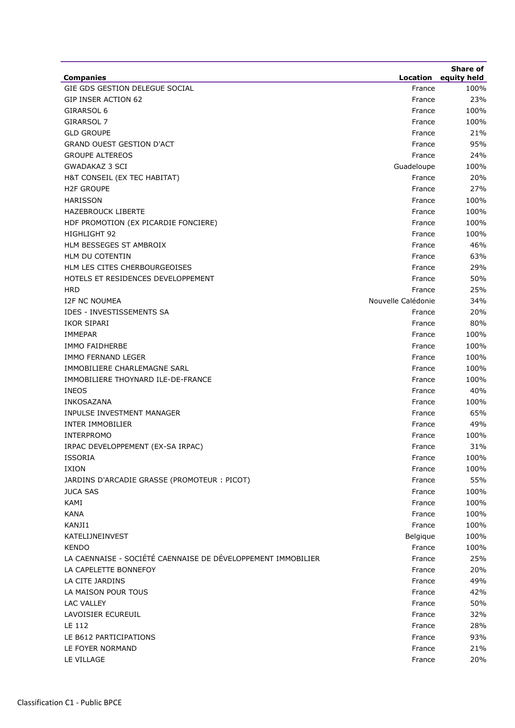| Companies | Location | Share of equity held |
|---|---|---|
| GIE GDS GESTION DELEGUE SOCIAL | France | 100% |
| GIP INSER ACTION 62 | France | 23% |
| GIRARSOL 6 | France | 100% |
| GIRARSOL 7 | France | 100% |
| GLD GROUPE | France | 21% |
| GRAND OUEST GESTION D'ACT | France | 95% |
| GROUPE ALTEREOS | France | 24% |
| GWADAKAZ 3 SCI | Guadeloupe | 100% |
| H&T CONSEIL (EX TEC HABITAT) | France | 20% |
| H2F GROUPE | France | 27% |
| HARISSON | France | 100% |
| HAZEBROUCK LIBERTE | France | 100% |
| HDF PROMOTION (EX PICARDIE FONCIERE) | France | 100% |
| HIGHLIGHT 92 | France | 100% |
| HLM BESSEGES ST AMBROIX | France | 46% |
| HLM DU COTENTIN | France | 63% |
| HLM LES CITES CHERBOURGEOISES | France | 29% |
| HOTELS ET RESIDENCES DEVELOPPEMENT | France | 50% |
| HRD | France | 25% |
| I2F NC NOUMEA | Nouvelle Calédonie | 34% |
| IDES - INVESTISSEMENTS SA | France | 20% |
| IKOR SIPARI | France | 80% |
| IMMEPAR | France | 100% |
| IMMO FAIDHERBE | France | 100% |
| IMMO FERNAND LEGER | France | 100% |
| IMMOBILIERE CHARLEMAGNE SARL | France | 100% |
| IMMOBILIERE THOYNARD ILE-DE-FRANCE | France | 100% |
| INEOS | France | 40% |
| INKOSAZANA | France | 100% |
| INPULSE INVESTMENT MANAGER | France | 65% |
| INTER IMMOBILIER | France | 49% |
| INTERPROMO | France | 100% |
| IRPAC DEVELOPPEMENT (EX-SA IRPAC) | France | 31% |
| ISSORIA | France | 100% |
| IXION | France | 100% |
| JARDINS D'ARCADIE GRASSE (PROMOTEUR : PICOT) | France | 55% |
| JUCA SAS | France | 100% |
| KAMI | France | 100% |
| KANA | France | 100% |
| KANJI1 | France | 100% |
| KATELIJNEINVEST | Belgique | 100% |
| KENDO | France | 100% |
| LA CAENNAISE - SOCIÉTÉ CAENNAISE DE DÉVELOPPEMENT IMMOBILIER | France | 25% |
| LA CAPELETTE BONNEFOY | France | 20% |
| LA CITE JARDINS | France | 49% |
| LA MAISON POUR TOUS | France | 42% |
| LAC VALLEY | France | 50% |
| LAVOISIER ECUREUIL | France | 32% |
| LE 112 | France | 28% |
| LE B612 PARTICIPATIONS | France | 93% |
| LE FOYER NORMAND | France | 21% |
| LE VILLAGE | France | 20% |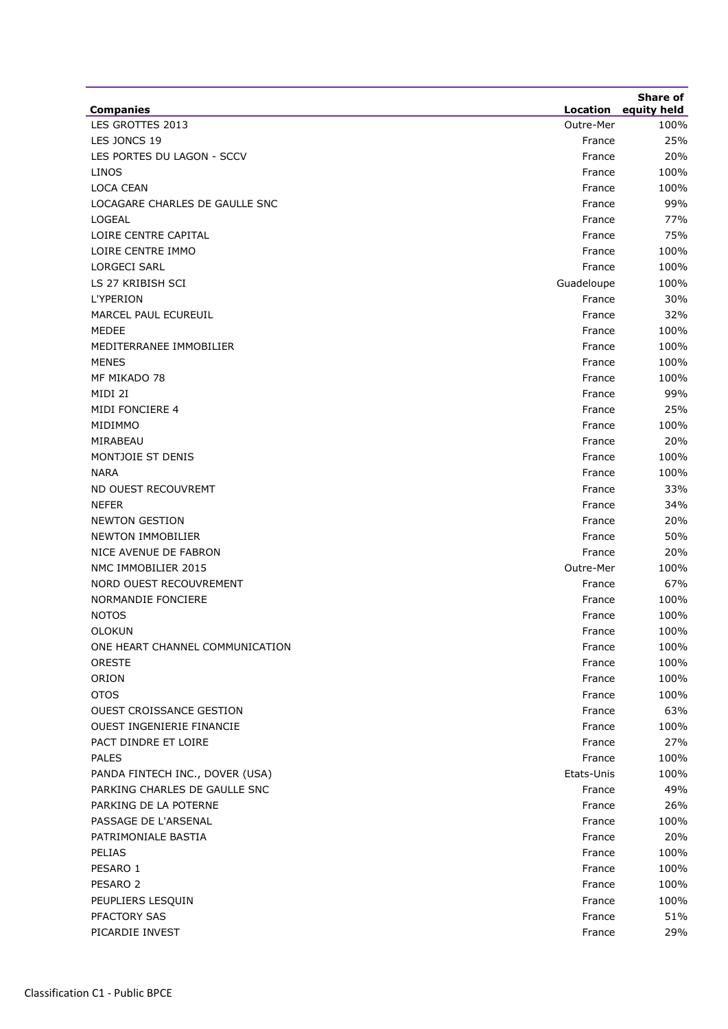| Companies | Location | Share of equity held |
|---|---|---|
| LES GROTTES 2013 | Outre-Mer | 100% |
| LES JONCS 19 | France | 25% |
| LES PORTES DU LAGON - SCCV | France | 20% |
| LINOS | France | 100% |
| LOCA CEAN | France | 100% |
| LOCAGARE CHARLES DE GAULLE SNC | France | 99% |
| LOGEAL | France | 77% |
| LOIRE CENTRE CAPITAL | France | 75% |
| LOIRE CENTRE IMMO | France | 100% |
| LORGECI SARL | France | 100% |
| LS 27 KRIBISH SCI | Guadeloupe | 100% |
| L'YPERION | France | 30% |
| MARCEL PAUL ECUREUIL | France | 32% |
| MEDEE | France | 100% |
| MEDITERRANEE IMMOBILIER | France | 100% |
| MENES | France | 100% |
| MF MIKADO 78 | France | 100% |
| MIDI 2I | France | 99% |
| MIDI FONCIERE 4 | France | 25% |
| MIDIMMO | France | 100% |
| MIRABEAU | France | 20% |
| MONTJOIE ST DENIS | France | 100% |
| NARA | France | 100% |
| ND OUEST RECOUVREMT | France | 33% |
| NEFER | France | 34% |
| NEWTON GESTION | France | 20% |
| NEWTON IMMOBILIER | France | 50% |
| NICE AVENUE DE FABRON | France | 20% |
| NMC IMMOBILIER 2015 | Outre-Mer | 100% |
| NORD OUEST RECOUVREMENT | France | 67% |
| NORMANDIE FONCIERE | France | 100% |
| NOTOS | France | 100% |
| OLOKUN | France | 100% |
| ONE HEART CHANNEL COMMUNICATION | France | 100% |
| ORESTE | France | 100% |
| ORION | France | 100% |
| OTOS | France | 100% |
| OUEST CROISSANCE GESTION | France | 63% |
| OUEST INGENIERIE FINANCIE | France | 100% |
| PACT DINDRE ET LOIRE | France | 27% |
| PALES | France | 100% |
| PANDA FINTECH INC., DOVER (USA) | Etats-Unis | 100% |
| PARKING CHARLES DE GAULLE SNC | France | 49% |
| PARKING DE LA POTERNE | France | 26% |
| PASSAGE DE L'ARSENAL | France | 100% |
| PATRIMONIALE BASTIA | France | 20% |
| PELIAS | France | 100% |
| PESARO 1 | France | 100% |
| PESARO 2 | France | 100% |
| PEUPLIERS LESQUIN | France | 100% |
| PFACTORY SAS | France | 51% |
| PICARDIE INVEST | France | 29% |

Classification C1 - Public BPCE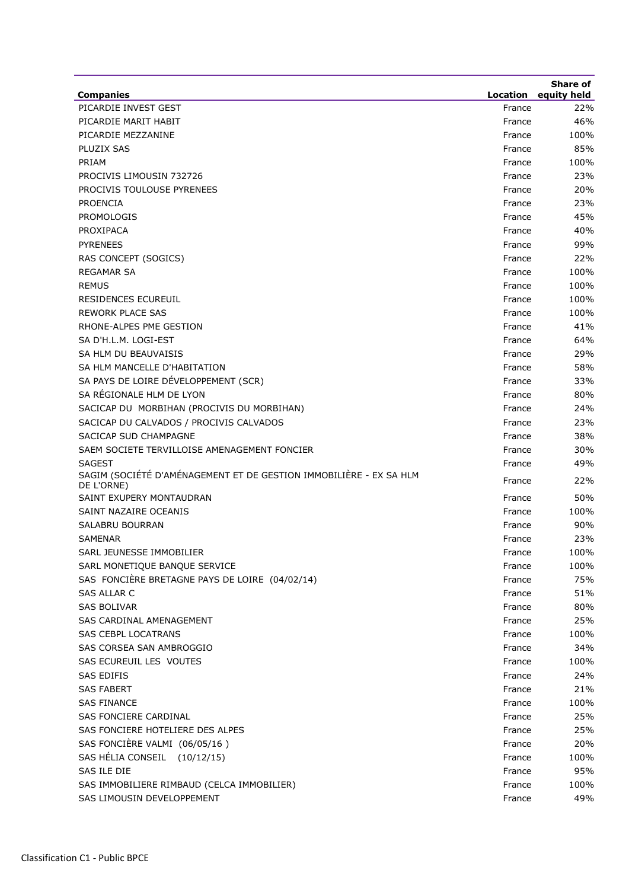| Companies | Location | Share of equity held |
|---|---|---|
| PICARDIE INVEST GEST | France | 22% |
| PICARDIE MARIT HABIT | France | 46% |
| PICARDIE MEZZANINE | France | 100% |
| PLUZIX SAS | France | 85% |
| PRIAM | France | 100% |
| PROCIVIS LIMOUSIN 732726 | France | 23% |
| PROCIVIS TOULOUSE PYRENEES | France | 20% |
| PROENCIA | France | 23% |
| PROMOLOGIS | France | 45% |
| PROXIPACA | France | 40% |
| PYRENEES | France | 99% |
| RAS CONCEPT (SOGICS) | France | 22% |
| REGAMAR SA | France | 100% |
| REMUS | France | 100% |
| RESIDENCES ECUREUIL | France | 100% |
| REWORK PLACE SAS | France | 100% |
| RHONE-ALPES PME GESTION | France | 41% |
| SA D'H.L.M. LOGI-EST | France | 64% |
| SA HLM DU BEAUVAISIS | France | 29% |
| SA HLM MANCELLE D'HABITATION | France | 58% |
| SA PAYS DE LOIRE DÉVELOPPEMENT (SCR) | France | 33% |
| SA RÉGIONALE HLM DE LYON | France | 80% |
| SACICAP DU MORBIHAN (PROCIVIS DU MORBIHAN) | France | 24% |
| SACICAP DU CALVADOS / PROCIVIS CALVADOS | France | 23% |
| SACICAP SUD CHAMPAGNE | France | 38% |
| SAEM SOCIETE TERVILLOISE AMENAGEMENT FONCIER | France | 30% |
| SAGEST | France | 49% |
| SAGIM (SOCIÉTÉ D'AMÉNAGEMENT ET DE GESTION IMMOBILIÈRE - EX SA HLM DE L'ORNE) | France | 22% |
| SAINT EXUPERY MONTAUDRAN | France | 50% |
| SAINT NAZAIRE OCEANIS | France | 100% |
| SALABRU BOURRAN | France | 90% |
| SAMENAR | France | 23% |
| SARL JEUNESSE IMMOBILIER | France | 100% |
| SARL MONETIQUE BANQUE SERVICE | France | 100% |
| SAS FONCIÈRE BRETAGNE PAYS DE LOIRE (04/02/14) | France | 75% |
| SAS ALLAR C | France | 51% |
| SAS BOLIVAR | France | 80% |
| SAS CARDINAL AMENAGEMENT | France | 25% |
| SAS CEBPL LOCATRANS | France | 100% |
| SAS CORSEA SAN AMBROGGIO | France | 34% |
| SAS ECUREUIL LES VOUTES | France | 100% |
| SAS EDIFIS | France | 24% |
| SAS FABERT | France | 21% |
| SAS FINANCE | France | 100% |
| SAS FONCIERE CARDINAL | France | 25% |
| SAS FONCIERE HOTELIERE DES ALPES | France | 25% |
| SAS FONCIÈRE VALMI (06/05/16 ) | France | 20% |
| SAS HÉLIA CONSEIL (10/12/15) | France | 100% |
| SAS ILE DIE | France | 95% |
| SAS IMMOBILIERE RIMBAUD (CELCA IMMOBILIER) | France | 100% |
| SAS LIMOUSIN DEVELOPPEMENT | France | 49% |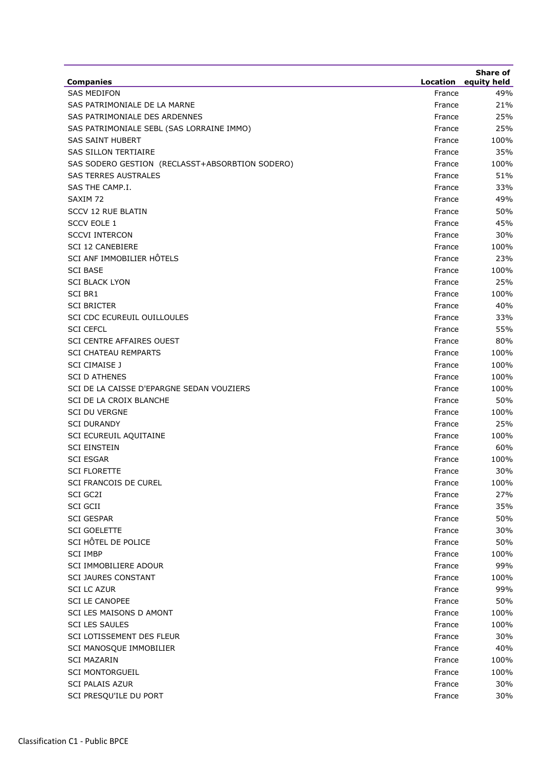| Companies | Location | Share of equity held |
|---|---|---|
| SAS MEDIFON | France | 49% |
| SAS PATRIMONIALE DE LA MARNE | France | 21% |
| SAS PATRIMONIALE DES ARDENNES | France | 25% |
| SAS PATRIMONIALE SEBL (SAS LORRAINE IMMO) | France | 25% |
| SAS SAINT HUBERT | France | 100% |
| SAS SILLON TERTIAIRE | France | 35% |
| SAS SODERO GESTION (RECLASST+ABSORBTION SODERO) | France | 100% |
| SAS TERRES AUSTRALES | France | 51% |
| SAS THE CAMP.I. | France | 33% |
| SAXIM 72 | France | 49% |
| SCCV 12 RUE BLATIN | France | 50% |
| SCCV EOLE 1 | France | 45% |
| SCCVI INTERCON | France | 30% |
| SCI 12 CANEBIERE | France | 100% |
| SCI ANF IMMOBILIER HÔTELS | France | 23% |
| SCI BASE | France | 100% |
| SCI BLACK LYON | France | 25% |
| SCI BR1 | France | 100% |
| SCI BRICTER | France | 40% |
| SCI CDC ECUREUIL OUILLOULES | France | 33% |
| SCI CEFCL | France | 55% |
| SCI CENTRE AFFAIRES OUEST | France | 80% |
| SCI CHATEAU REMPARTS | France | 100% |
| SCI CIMAISE J | France | 100% |
| SCI D ATHENES | France | 100% |
| SCI DE LA CAISSE D'EPARGNE SEDAN VOUZIERS | France | 100% |
| SCI DE LA CROIX BLANCHE | France | 50% |
| SCI DU VERGNE | France | 100% |
| SCI DURANDY | France | 25% |
| SCI ECUREUIL AQUITAINE | France | 100% |
| SCI EINSTEIN | France | 60% |
| SCI ESGAR | France | 100% |
| SCI FLORETTE | France | 30% |
| SCI FRANCOIS DE CUREL | France | 100% |
| SCI GC2I | France | 27% |
| SCI GCII | France | 35% |
| SCI GESPAR | France | 50% |
| SCI GOELETTE | France | 30% |
| SCI HÔTEL DE POLICE | France | 50% |
| SCI IMBP | France | 100% |
| SCI IMMOBILIERE ADOUR | France | 99% |
| SCI JAURES CONSTANT | France | 100% |
| SCI LC AZUR | France | 99% |
| SCI LE CANOPEE | France | 50% |
| SCI LES MAISONS D AMONT | France | 100% |
| SCI LES SAULES | France | 100% |
| SCI LOTISSEMENT DES FLEUR | France | 30% |
| SCI MANOSQUE IMMOBILIER | France | 40% |
| SCI MAZARIN | France | 100% |
| SCI MONTORGUEIL | France | 100% |
| SCI PALAIS AZUR | France | 30% |
| SCI PRESQU'ILE DU PORT | France | 30% |

Classification C1 - Public BPCE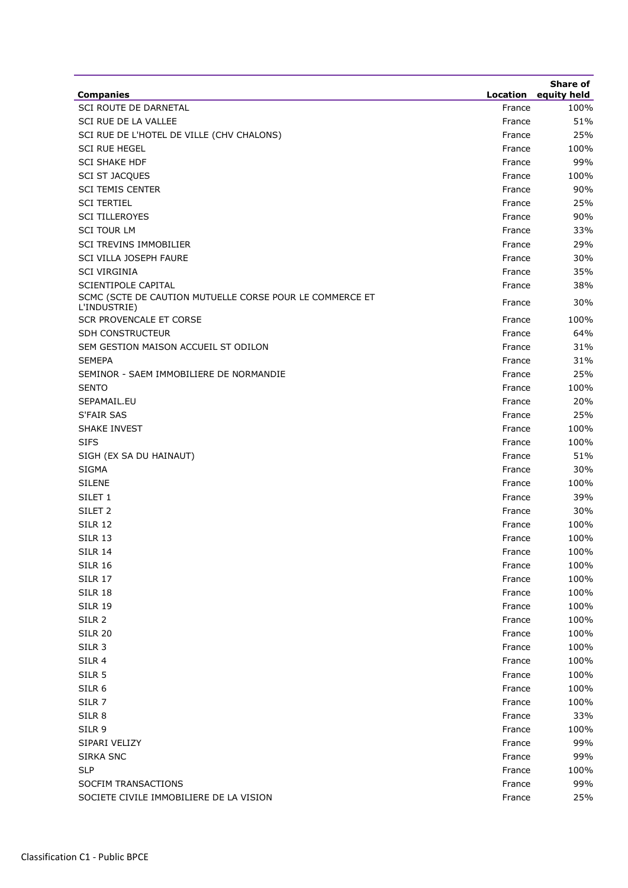| Companies | Location | Share of equity held |
|---|---|---|
| SCI ROUTE DE DARNETAL | France | 100% |
| SCI RUE DE LA VALLEE | France | 51% |
| SCI RUE DE L'HOTEL DE VILLE (CHV CHALONS) | France | 25% |
| SCI RUE HEGEL | France | 100% |
| SCI SHAKE HDF | France | 99% |
| SCI ST JACQUES | France | 100% |
| SCI TEMIS CENTER | France | 90% |
| SCI TERTIEL | France | 25% |
| SCI TILLEROYES | France | 90% |
| SCI TOUR LM | France | 33% |
| SCI TREVINS IMMOBILIER | France | 29% |
| SCI VILLA JOSEPH FAURE | France | 30% |
| SCI VIRGINIA | France | 35% |
| SCIENTIPOLE CAPITAL | France | 38% |
| SCMC (SCTE DE CAUTION MUTUELLE CORSE POUR LE COMMERCE ET L'INDUSTRIE) | France | 30% |
| SCR PROVENCALE ET CORSE | France | 100% |
| SDH CONSTRUCTEUR | France | 64% |
| SEM GESTION MAISON ACCUEIL ST ODILON | France | 31% |
| SEMEPA | France | 31% |
| SEMINOR - SAEM IMMOBILIERE DE NORMANDIE | France | 25% |
| SENTO | France | 100% |
| SEPAMAIL.EU | France | 20% |
| S'FAIR SAS | France | 25% |
| SHAKE INVEST | France | 100% |
| SIFS | France | 100% |
| SIGH (EX SA DU HAINAUT) | France | 51% |
| SIGMA | France | 30% |
| SILENE | France | 100% |
| SILET 1 | France | 39% |
| SILET 2 | France | 30% |
| SILR 12 | France | 100% |
| SILR 13 | France | 100% |
| SILR 14 | France | 100% |
| SILR 16 | France | 100% |
| SILR 17 | France | 100% |
| SILR 18 | France | 100% |
| SILR 19 | France | 100% |
| SILR 2 | France | 100% |
| SILR 20 | France | 100% |
| SILR 3 | France | 100% |
| SILR 4 | France | 100% |
| SILR 5 | France | 100% |
| SILR 6 | France | 100% |
| SILR 7 | France | 100% |
| SILR 8 | France | 33% |
| SILR 9 | France | 100% |
| SIPARI VELIZY | France | 99% |
| SIRKA SNC | France | 99% |
| SLP | France | 100% |
| SOCFIM TRANSACTIONS | France | 99% |
| SOCIETE CIVILE IMMOBILIERE DE LA VISION | France | 25% |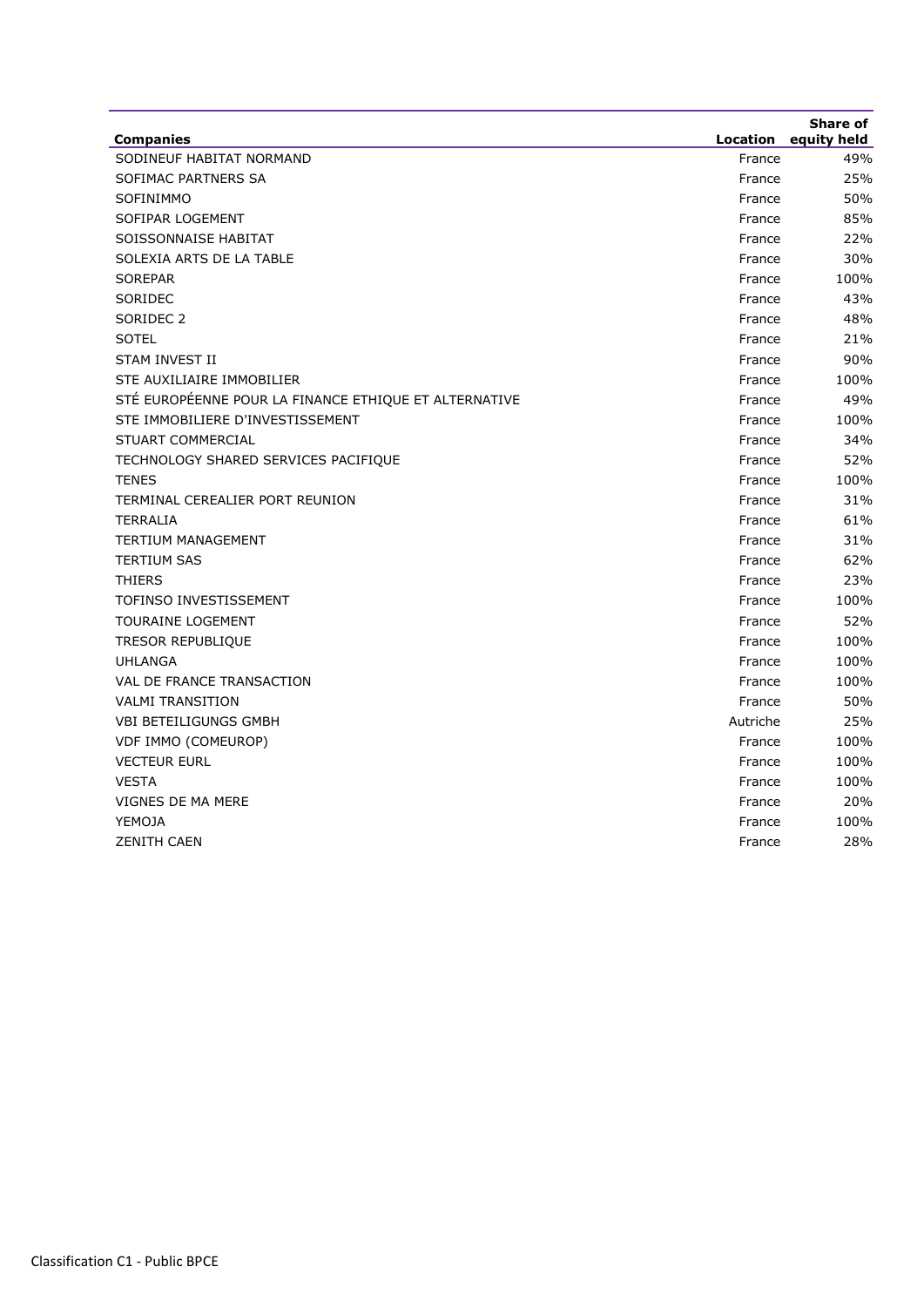| Companies | Location | Share of equity held |
| --- | --- | --- |
| SODINEUF HABITAT NORMAND | France | 49% |
| SOFIMAC PARTNERS SA | France | 25% |
| SOFINIMMO | France | 50% |
| SOFIPAR LOGEMENT | France | 85% |
| SOISSONNAISE HABITAT | France | 22% |
| SOLEXIA ARTS DE LA TABLE | France | 30% |
| SOREPAR | France | 100% |
| SORIDEC | France | 43% |
| SORIDEC 2 | France | 48% |
| SOTEL | France | 21% |
| STAM INVEST II | France | 90% |
| STE AUXILIAIRE IMMOBILIER | France | 100% |
| STÉ EUROPÉENNE POUR LA FINANCE ETHIQUE ET ALTERNATIVE | France | 49% |
| STE IMMOBILIERE D'INVESTISSEMENT | France | 100% |
| STUART COMMERCIAL | France | 34% |
| TECHNOLOGY SHARED SERVICES PACIFIQUE | France | 52% |
| TENES | France | 100% |
| TERMINAL CEREALIER PORT REUNION | France | 31% |
| TERRALIA | France | 61% |
| TERTIUM MANAGEMENT | France | 31% |
| TERTIUM SAS | France | 62% |
| THIERS | France | 23% |
| TOFINSO INVESTISSEMENT | France | 100% |
| TOURAINE LOGEMENT | France | 52% |
| TRESOR REPUBLIQUE | France | 100% |
| UHLANGA | France | 100% |
| VAL DE FRANCE TRANSACTION | France | 100% |
| VALMI TRANSITION | France | 50% |
| VBI BETEILIGUNGS GMBH | Autriche | 25% |
| VDF IMMO (COMEUROP) | France | 100% |
| VECTEUR EURL | France | 100% |
| VESTA | France | 100% |
| VIGNES DE MA MERE | France | 20% |
| YEMOJA | France | 100% |
| ZENITH CAEN | France | 28% |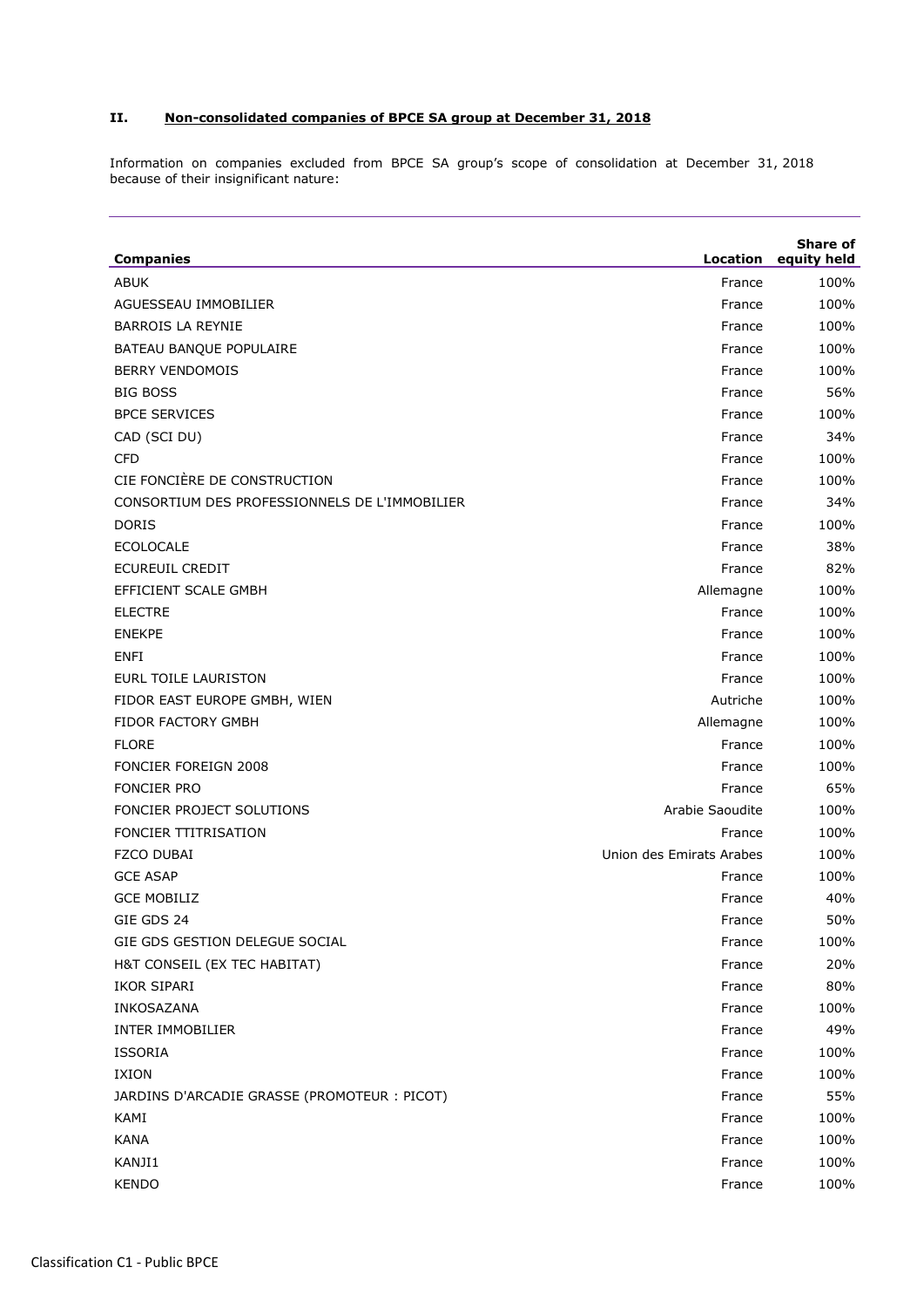## II. Non-consolidated companies of BPCE SA group at December 31, 2018

Information on companies excluded from BPCE SA group's scope of consolidation at December 31, 2018 because of their insignificant nature:

| Companies | Location | Share of equity held |
|---|---|---|
| ABUK | France | 100% |
| AGUESSEAU IMMOBILIER | France | 100% |
| BARROIS LA REYNIE | France | 100% |
| BATEAU BANQUE POPULAIRE | France | 100% |
| BERRY VENDOMOIS | France | 100% |
| BIG BOSS | France | 56% |
| BPCE SERVICES | France | 100% |
| CAD (SCI DU) | France | 34% |
| CFD | France | 100% |
| CIE FONCIÈRE DE CONSTRUCTION | France | 100% |
| CONSORTIUM DES PROFESSIONNELS DE L'IMMOBILIER | France | 34% |
| DORIS | France | 100% |
| ECOLOCALE | France | 38% |
| ECUREUIL CREDIT | France | 82% |
| EFFICIENT SCALE GMBH | Allemagne | 100% |
| ELECTRE | France | 100% |
| ENEKPE | France | 100% |
| ENFI | France | 100% |
| EURL TOILE LAURISTON | France | 100% |
| FIDOR EAST EUROPE GMBH, WIEN | Autriche | 100% |
| FIDOR FACTORY GMBH | Allemagne | 100% |
| FLORE | France | 100% |
| FONCIER FOREIGN 2008 | France | 100% |
| FONCIER PRO | France | 65% |
| FONCIER PROJECT SOLUTIONS | Arabie Saoudite | 100% |
| FONCIER TTITRISATION | France | 100% |
| FZCO DUBAI | Union des Emirats Arabes | 100% |
| GCE ASAP | France | 100% |
| GCE MOBILIZ | France | 40% |
| GIE GDS 24 | France | 50% |
| GIE GDS GESTION DELEGUE SOCIAL | France | 100% |
| H&T CONSEIL (EX TEC HABITAT) | France | 20% |
| IKOR SIPARI | France | 80% |
| INKOSAZANA | France | 100% |
| INTER IMMOBILIER | France | 49% |
| ISSORIA | France | 100% |
| IXION | France | 100% |
| JARDINS D'ARCADIE GRASSE (PROMOTEUR : PICOT) | France | 55% |
| KAMI | France | 100% |
| KANA | France | 100% |
| KANJI1 | France | 100% |
| KENDO | France | 100% |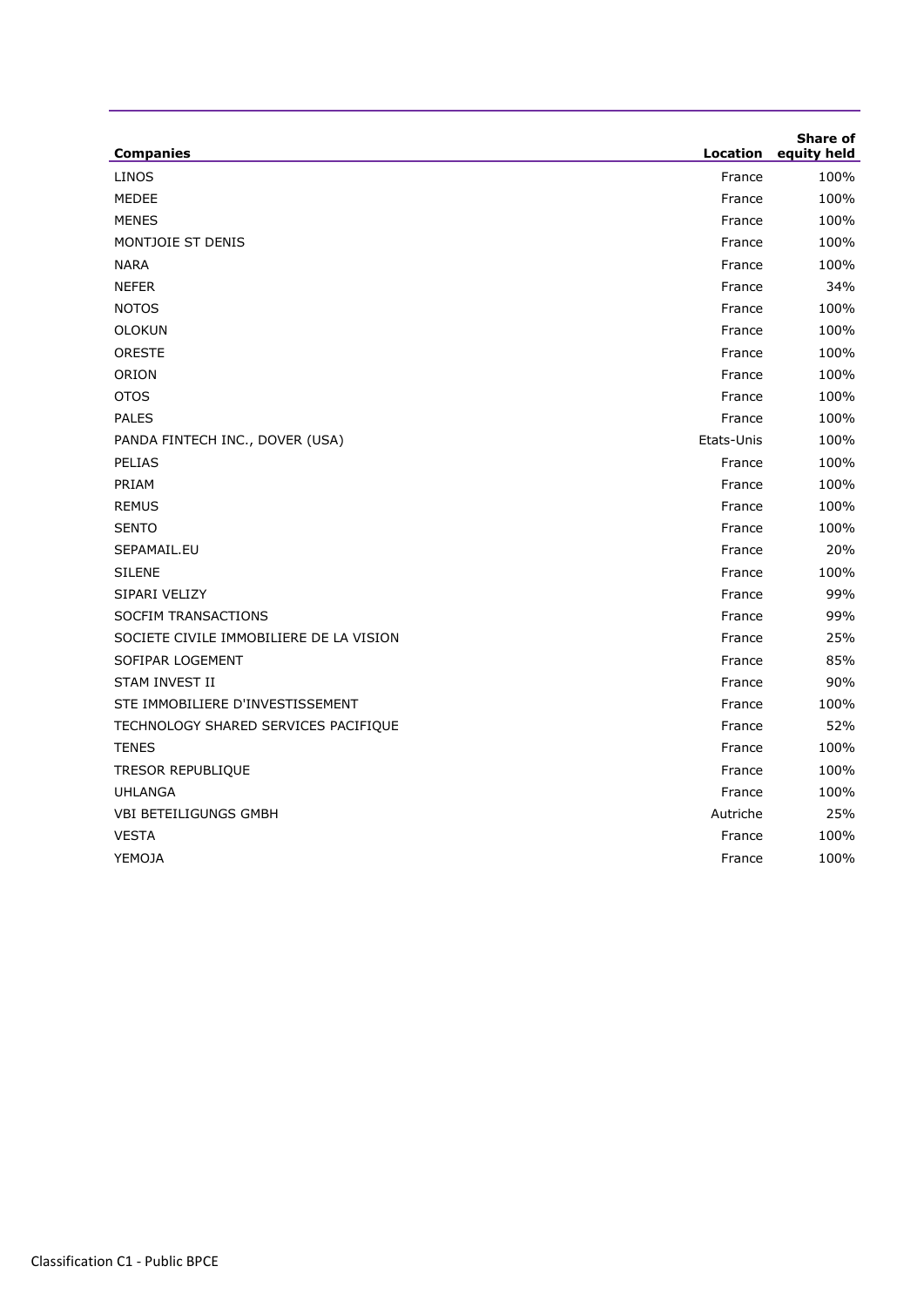| Companies | Location | Share of equity held |
| --- | --- | --- |
| LINOS | France | 100% |
| MEDEE | France | 100% |
| MENES | France | 100% |
| MONTJOIE ST DENIS | France | 100% |
| NARA | France | 100% |
| NEFER | France | 34% |
| NOTOS | France | 100% |
| OLOKUN | France | 100% |
| ORESTE | France | 100% |
| ORION | France | 100% |
| OTOS | France | 100% |
| PALES | France | 100% |
| PANDA FINTECH INC., DOVER (USA) | Etats-Unis | 100% |
| PELIAS | France | 100% |
| PRIAM | France | 100% |
| REMUS | France | 100% |
| SENTO | France | 100% |
| SEPAMAIL.EU | France | 20% |
| SILENE | France | 100% |
| SIPARI VELIZY | France | 99% |
| SOCFIM TRANSACTIONS | France | 99% |
| SOCIETE CIVILE IMMOBILIERE DE LA VISION | France | 25% |
| SOFIPAR LOGEMENT | France | 85% |
| STAM INVEST II | France | 90% |
| STE IMMOBILIERE D'INVESTISSEMENT | France | 100% |
| TECHNOLOGY SHARED SERVICES PACIFIQUE | France | 52% |
| TENES | France | 100% |
| TRESOR REPUBLIQUE | France | 100% |
| UHLANGA | France | 100% |
| VBI BETEILIGUNGS GMBH | Autriche | 25% |
| VESTA | France | 100% |
| YEMOJA | France | 100% |

Classification C1 - Public BPCE